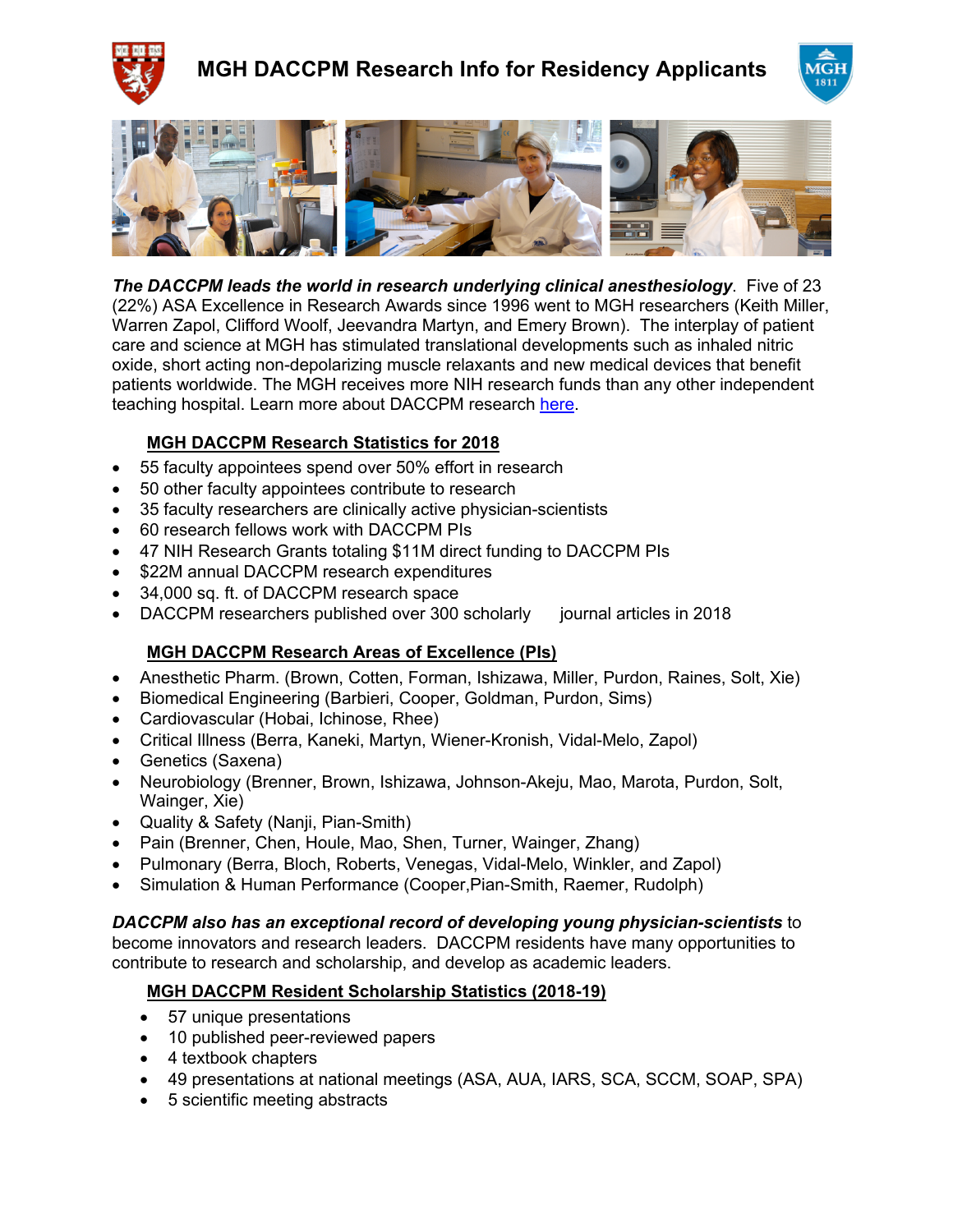# MGH DACCPM Research Info for Residency Applicants

***The DACCPM leads the world in research underlying clinical anesthesiology***. Five of 23 (22%) ASA Excellence in Research Awards since 1996 went to MGH researchers (Keith Miller, Warren Zapol, Clifford Woolf, Jeevandra Martyn, and Emery Brown). The interplay of patient care and science at MGH has stimulated translational developments such as inhaled nitric oxide, short acting non-depolarizing muscle relaxants and new medical devices that benefit patients worldwide. The MGH receives more NIH research funds than any other independent teaching hospital. Learn more about DACCPM research here.

## MGH DACCPM Research Statistics for 2018

- 55 faculty appointees spend over 50% effort in research
- 50 other faculty appointees contribute to research
- 35 faculty researchers are clinically active physician-scientists
- 60 research fellows work with DACCPM PIs
- 47 NIH Research Grants totaling $11M direct funding to DACCPM PIs
- $22M annual DACCPM research expenditures
- 34,000 sq. ft. of DACCPM research space
- DACCPM researchers published over 300 scholarly journal articles in 2018

## MGH DACCPM Research Areas of Excellence (PIs)

- Anesthetic Pharm. (Brown, Cotten, Forman, Ishizawa, Miller, Purdon, Raines, Solt, Xie)
- Biomedical Engineering (Barbieri, Cooper, Goldman, Purdon, Sims)
- Cardiovascular (Hobai, Ichinose, Rhee)
- Critical Illness (Berra, Kaneki, Martyn, Wiener-Kronish, Vidal-Melo, Zapol)
- Genetics (Saxena)
- Neurobiology (Brenner, Brown, Ishizawa, Johnson-Akeju, Mao, Marota, Purdon, Solt, Wainger, Xie)
- Quality & Safety (Nanji, Pian-Smith)
- Pain (Brenner, Chen, Houle, Mao, Shen, Turner, Wainger, Zhang)
- Pulmonary (Berra, Bloch, Roberts, Venegas, Vidal-Melo, Winkler, and Zapol)
- Simulation & Human Performance (Cooper,Pian-Smith, Raemer, Rudolph)

***DACCPM also has an exceptional record of developing young physician-scientists*** to become innovators and research leaders. DACCPM residents have many opportunities to contribute to research and scholarship, and develop as academic leaders.

## MGH DACCPM Resident Scholarship Statistics (2018-19)

- 57 unique presentations
- 10 published peer-reviewed papers
- 4 textbook chapters
- 49 presentations at national meetings (ASA, AUA, IARS, SCA, SCCM, SOAP, SPA)
- 5 scientific meeting abstracts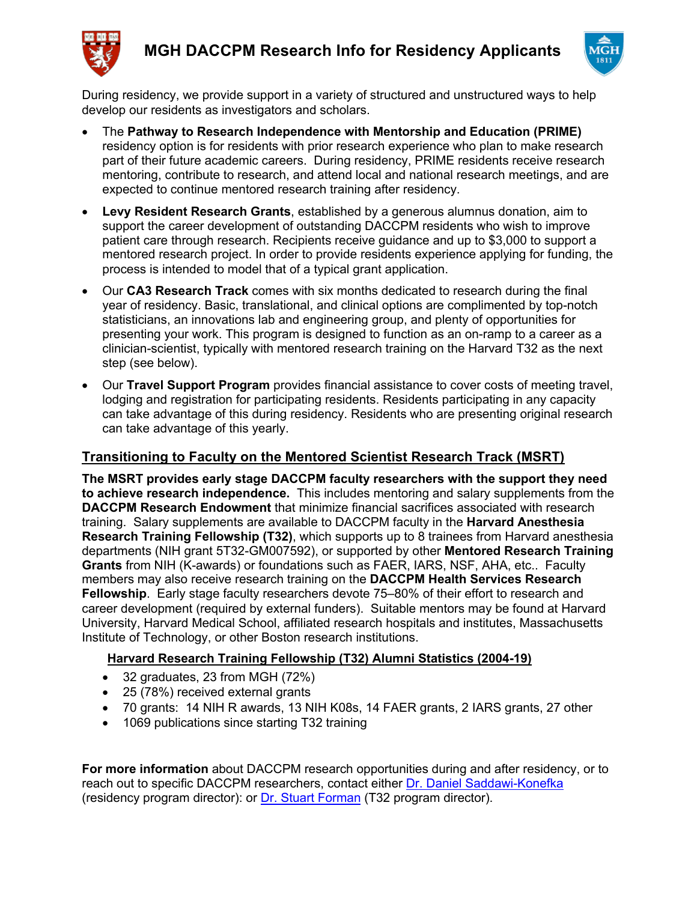# MGH DACCPM Research Info for Residency Applicants

During residency, we provide support in a variety of structured and unstructured ways to help develop our residents as investigators and scholars.

- The **Pathway to Research Independence with Mentorship and Education (PRIME)** residency option is for residents with prior research experience who plan to make research part of their future academic careers. During residency, PRIME residents receive research mentoring, contribute to research, and attend local and national research meetings, and are expected to continue mentored research training after residency.
- **Levy Resident Research Grants**, established by a generous alumnus donation, aim to support the career development of outstanding DACCPM residents who wish to improve patient care through research. Recipients receive guidance and up to $3,000 to support a mentored research project. In order to provide residents experience applying for funding, the process is intended to model that of a typical grant application.
- Our **CA3 Research Track** comes with six months dedicated to research during the final year of residency. Basic, translational, and clinical options are complimented by top-notch statisticians, an innovations lab and engineering group, and plenty of opportunities for presenting your work. This program is designed to function as an on-ramp to a career as a clinician-scientist, typically with mentored research training on the Harvard T32 as the next step (see below).
- Our **Travel Support Program** provides financial assistance to cover costs of meeting travel, lodging and registration for participating residents. Residents participating in any capacity can take advantage of this during residency. Residents who are presenting original research can take advantage of this yearly.

## Transitioning to Faculty on the Mentored Scientist Research Track (MSRT)

**The MSRT provides early stage DACCPM faculty researchers with the support they need to achieve research independence.** This includes mentoring and salary supplements from the **DACCPM Research Endowment** that minimize financial sacrifices associated with research training. Salary supplements are available to DACCPM faculty in the **Harvard Anesthesia Research Training Fellowship (T32)**, which supports up to 8 trainees from Harvard anesthesia departments (NIH grant 5T32-GM007592), or supported by other **Mentored Research Training Grants** from NIH (K-awards) or foundations such as FAER, IARS, NSF, AHA, etc.. Faculty members may also receive research training on the **DACCPM Health Services Research Fellowship**. Early stage faculty researchers devote 75–80% of their effort to research and career development (required by external funders). Suitable mentors may be found at Harvard University, Harvard Medical School, affiliated research hospitals and institutes, Massachusetts Institute of Technology, or other Boston research institutions.

### Harvard Research Training Fellowship (T32) Alumni Statistics (2004-19)

- 32 graduates, 23 from MGH (72%)
- 25 (78%) received external grants
- 70 grants: 14 NIH R awards, 13 NIH K08s, 14 FAER grants, 2 IARS grants, 27 other
- 1069 publications since starting T32 training

**For more information** about DACCPM research opportunities during and after residency, or to reach out to specific DACCPM researchers, contact either Dr. Daniel Saddawi-Konefka (residency program director): or Dr. Stuart Forman (T32 program director).